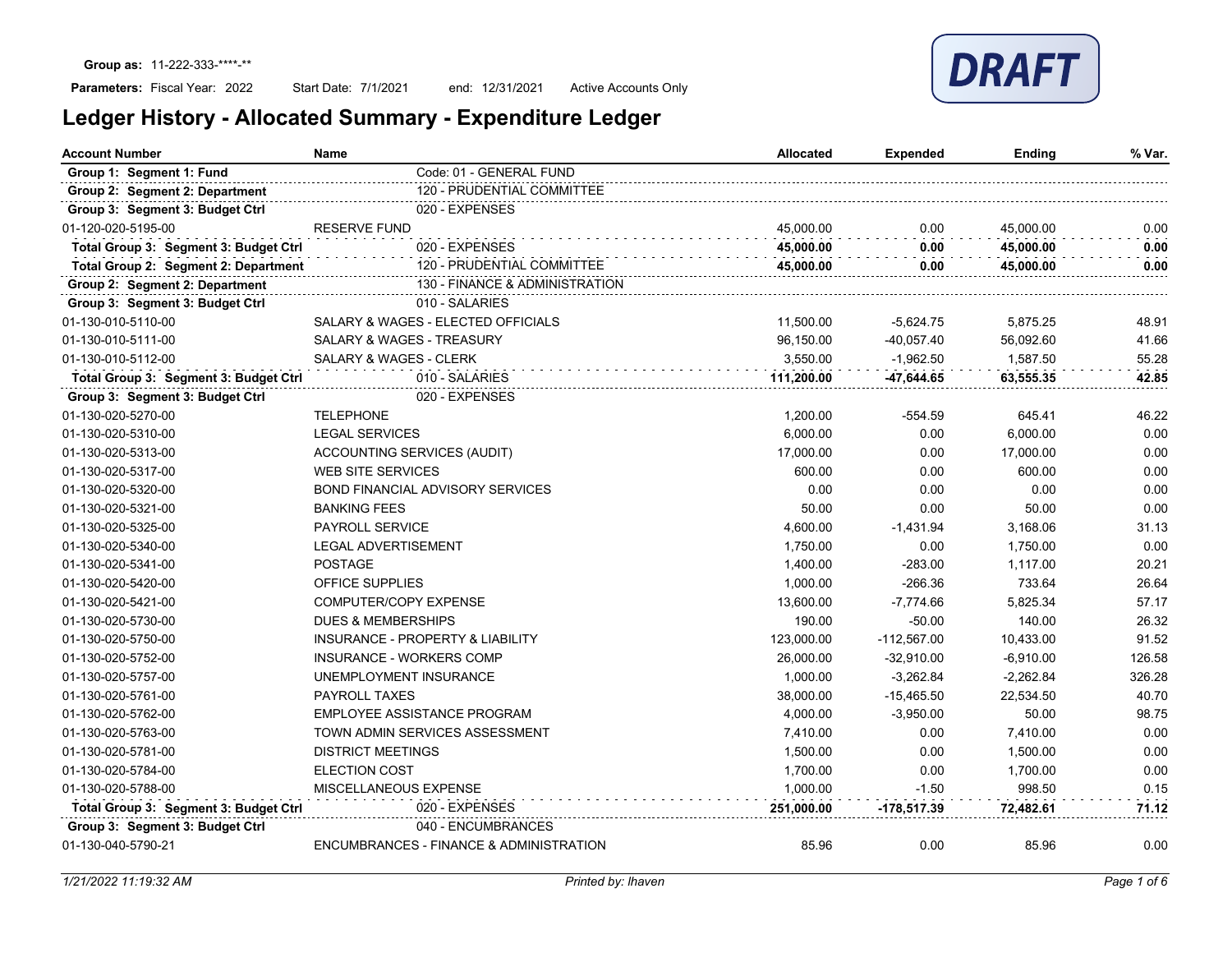**Group as:** 11-222-333-\*\*\*\*-\*\*

**Parameters:** Fiscal Year: 2022 Start Date: 7/1/2021 end: 12/31/2021 Active Accounts Only

DRAFT

# Ledger History - Allocated Summary - Expenditure Ledger

| Account Number | Name | | Allocated | Expended | Ending | % Var. |
|---|---|---|---|---|---|---|
| **Group 1: Segment 1: Fund** | | Code: 01 - GENERAL FUND | | | | |
| **Group 2: Segment 2: Department** | | 120 - PRUDENTIAL COMMITTEE | | | | |
| **Group 3: Segment 3: Budget Ctrl** | | 020 - EXPENSES | | | | |
| 01-120-020-5195-00 | RESERVE FUND | | 45,000.00 | 0.00 | 45,000.00 | 0.00 |
| **Total Group 3: Segment 3: Budget Ctrl** | | 020 - EXPENSES | **45,000.00** | **0.00** | **45,000.00** | **0.00** |
| **Total Group 2: Segment 2: Department** | | 120 - PRUDENTIAL COMMITTEE | **45,000.00** | **0.00** | **45,000.00** | **0.00** |
| **Group 2: Segment 2: Department** | | 130 - FINANCE & ADMINISTRATION | | | | |
| **Group 3: Segment 3: Budget Ctrl** | | 010 - SALARIES | | | | |
| 01-130-010-5110-00 | SALARY & WAGES - ELECTED OFFICIALS | | 11,500.00 | -5,624.75 | 5,875.25 | 48.91 |
| 01-130-010-5111-00 | SALARY & WAGES - TREASURY | | 96,150.00 | -40,057.40 | 56,092.60 | 41.66 |
| 01-130-010-5112-00 | SALARY & WAGES - CLERK | | 3,550.00 | -1,962.50 | 1,587.50 | 55.28 |
| **Total Group 3: Segment 3: Budget Ctrl** | | 010 - SALARIES | **111,200.00** | **-47,644.65** | **63,555.35** | **42.85** |
| **Group 3: Segment 3: Budget Ctrl** | | 020 - EXPENSES | | | | |
| 01-130-020-5270-00 | TELEPHONE | | 1,200.00 | -554.59 | 645.41 | 46.22 |
| 01-130-020-5310-00 | LEGAL SERVICES | | 6,000.00 | 0.00 | 6,000.00 | 0.00 |
| 01-130-020-5313-00 | ACCOUNTING SERVICES (AUDIT) | | 17,000.00 | 0.00 | 17,000.00 | 0.00 |
| 01-130-020-5317-00 | WEB SITE SERVICES | | 600.00 | 0.00 | 600.00 | 0.00 |
| 01-130-020-5320-00 | BOND FINANCIAL ADVISORY SERVICES | | 0.00 | 0.00 | 0.00 | 0.00 |
| 01-130-020-5321-00 | BANKING FEES | | 50.00 | 0.00 | 50.00 | 0.00 |
| 01-130-020-5325-00 | PAYROLL SERVICE | | 4,600.00 | -1,431.94 | 3,168.06 | 31.13 |
| 01-130-020-5340-00 | LEGAL ADVERTISEMENT | | 1,750.00 | 0.00 | 1,750.00 | 0.00 |
| 01-130-020-5341-00 | POSTAGE | | 1,400.00 | -283.00 | 1,117.00 | 20.21 |
| 01-130-020-5420-00 | OFFICE SUPPLIES | | 1,000.00 | -266.36 | 733.64 | 26.64 |
| 01-130-020-5421-00 | COMPUTER/COPY EXPENSE | | 13,600.00 | -7,774.66 | 5,825.34 | 57.17 |
| 01-130-020-5730-00 | DUES & MEMBERSHIPS | | 190.00 | -50.00 | 140.00 | 26.32 |
| 01-130-020-5750-00 | INSURANCE - PROPERTY & LIABILITY | | 123,000.00 | -112,567.00 | 10,433.00 | 91.52 |
| 01-130-020-5752-00 | INSURANCE - WORKERS COMP | | 26,000.00 | -32,910.00 | -6,910.00 | 126.58 |
| 01-130-020-5757-00 | UNEMPLOYMENT INSURANCE | | 1,000.00 | -3,262.84 | -2,262.84 | 326.28 |
| 01-130-020-5761-00 | PAYROLL TAXES | | 38,000.00 | -15,465.50 | 22,534.50 | 40.70 |
| 01-130-020-5762-00 | EMPLOYEE ASSISTANCE PROGRAM | | 4,000.00 | -3,950.00 | 50.00 | 98.75 |
| 01-130-020-5763-00 | TOWN ADMIN SERVICES ASSESSMENT | | 7,410.00 | 0.00 | 7,410.00 | 0.00 |
| 01-130-020-5781-00 | DISTRICT MEETINGS | | 1,500.00 | 0.00 | 1,500.00 | 0.00 |
| 01-130-020-5784-00 | ELECTION COST | | 1,700.00 | 0.00 | 1,700.00 | 0.00 |
| 01-130-020-5788-00 | MISCELLANEOUS EXPENSE | | 1,000.00 | -1.50 | 998.50 | 0.15 |
| **Total Group 3: Segment 3: Budget Ctrl** | | 020 - EXPENSES | **251,000.00** | **-178,517.39** | **72,482.61** | **71.12** |
| **Group 3: Segment 3: Budget Ctrl** | | 040 - ENCUMBRANCES | | | | |
| 01-130-040-5790-21 | ENCUMBRANCES - FINANCE & ADMINISTRATION | | 85.96 | 0.00 | 85.96 | 0.00 |

*1/21/2022 11:19:32 AM* *Printed by: lhaven*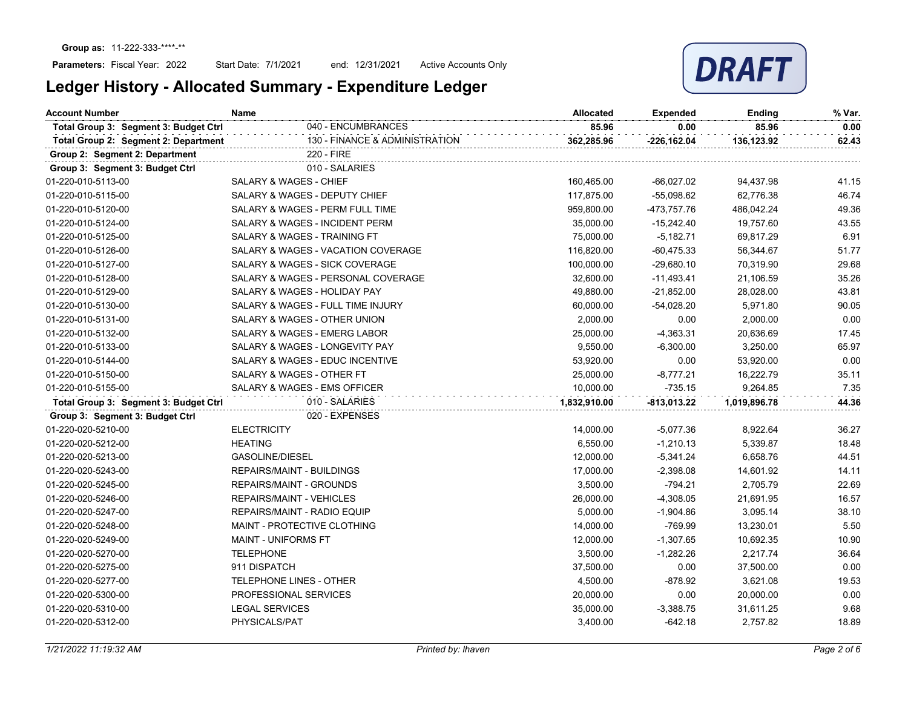**Group as:** 11-222-333-****-**

**Parameters:** Fiscal Year: 2022 Start Date: 7/1/2021 end: 12/31/2021 Active Accounts Only

# Ledger History - Allocated Summary - Expenditure Ledger

DRAFT

| Account Number | Name | Allocated | Expended | Ending | % Var. |
|---|---|---|---|---|---|
| **Total Group 3: Segment 3: Budget Ctrl** | 040 - ENCUMBRANCES | **85.96** | **0.00** | **85.96** | **0.00** |
| **Total Group 2: Segment 2: Department** | 130 - FINANCE & ADMINISTRATION | **362,285.96** | **-226,162.04** | **136,123.92** | **62.43** |
| **Group 2: Segment 2: Department** | 220 - FIRE | | | | |
| **Group 3: Segment 3: Budget Ctrl** | 010 - SALARIES | | | | |
| 01-220-010-5113-00 | SALARY & WAGES - CHIEF | 160,465.00 | -66,027.02 | 94,437.98 | 41.15 |
| 01-220-010-5115-00 | SALARY & WAGES - DEPUTY CHIEF | 117,875.00 | -55,098.62 | 62,776.38 | 46.74 |
| 01-220-010-5120-00 | SALARY & WAGES - PERM FULL TIME | 959,800.00 | -473,757.76 | 486,042.24 | 49.36 |
| 01-220-010-5124-00 | SALARY & WAGES - INCIDENT PERM | 35,000.00 | -15,242.40 | 19,757.60 | 43.55 |
| 01-220-010-5125-00 | SALARY & WAGES - TRAINING FT | 75,000.00 | -5,182.71 | 69,817.29 | 6.91 |
| 01-220-010-5126-00 | SALARY & WAGES - VACATION COVERAGE | 116,820.00 | -60,475.33 | 56,344.67 | 51.77 |
| 01-220-010-5127-00 | SALARY & WAGES - SICK COVERAGE | 100,000.00 | -29,680.10 | 70,319.90 | 29.68 |
| 01-220-010-5128-00 | SALARY & WAGES - PERSONAL COVERAGE | 32,600.00 | -11,493.41 | 21,106.59 | 35.26 |
| 01-220-010-5129-00 | SALARY & WAGES - HOLIDAY PAY | 49,880.00 | -21,852.00 | 28,028.00 | 43.81 |
| 01-220-010-5130-00 | SALARY & WAGES - FULL TIME INJURY | 60,000.00 | -54,028.20 | 5,971.80 | 90.05 |
| 01-220-010-5131-00 | SALARY & WAGES - OTHER UNION | 2,000.00 | 0.00 | 2,000.00 | 0.00 |
| 01-220-010-5132-00 | SALARY & WAGES - EMERG LABOR | 25,000.00 | -4,363.31 | 20,636.69 | 17.45 |
| 01-220-010-5133-00 | SALARY & WAGES - LONGEVITY PAY | 9,550.00 | -6,300.00 | 3,250.00 | 65.97 |
| 01-220-010-5144-00 | SALARY & WAGES - EDUC INCENTIVE | 53,920.00 | 0.00 | 53,920.00 | 0.00 |
| 01-220-010-5150-00 | SALARY & WAGES - OTHER FT | 25,000.00 | -8,777.21 | 16,222.79 | 35.11 |
| 01-220-010-5155-00 | SALARY & WAGES - EMS OFFICER | 10,000.00 | -735.15 | 9,264.85 | 7.35 |
| **Total Group 3: Segment 3: Budget Ctrl** | 010 - SALARIES | **1,832,910.00** | **-813,013.22** | **1,019,896.78** | **44.36** |
| **Group 3: Segment 3: Budget Ctrl** | 020 - EXPENSES | | | | |
| 01-220-020-5210-00 | ELECTRICITY | 14,000.00 | -5,077.36 | 8,922.64 | 36.27 |
| 01-220-020-5212-00 | HEATING | 6,550.00 | -1,210.13 | 5,339.87 | 18.48 |
| 01-220-020-5213-00 | GASOLINE/DIESEL | 12,000.00 | -5,341.24 | 6,658.76 | 44.51 |
| 01-220-020-5243-00 | REPAIRS/MAINT - BUILDINGS | 17,000.00 | -2,398.08 | 14,601.92 | 14.11 |
| 01-220-020-5245-00 | REPAIRS/MAINT - GROUNDS | 3,500.00 | -794.21 | 2,705.79 | 22.69 |
| 01-220-020-5246-00 | REPAIRS/MAINT - VEHICLES | 26,000.00 | -4,308.05 | 21,691.95 | 16.57 |
| 01-220-020-5247-00 | REPAIRS/MAINT - RADIO EQUIP | 5,000.00 | -1,904.86 | 3,095.14 | 38.10 |
| 01-220-020-5248-00 | MAINT - PROTECTIVE CLOTHING | 14,000.00 | -769.99 | 13,230.01 | 5.50 |
| 01-220-020-5249-00 | MAINT - UNIFORMS FT | 12,000.00 | -1,307.65 | 10,692.35 | 10.90 |
| 01-220-020-5270-00 | TELEPHONE | 3,500.00 | -1,282.26 | 2,217.74 | 36.64 |
| 01-220-020-5275-00 | 911 DISPATCH | 37,500.00 | 0.00 | 37,500.00 | 0.00 |
| 01-220-020-5277-00 | TELEPHONE LINES - OTHER | 4,500.00 | -878.92 | 3,621.08 | 19.53 |
| 01-220-020-5300-00 | PROFESSIONAL SERVICES | 20,000.00 | 0.00 | 20,000.00 | 0.00 |
| 01-220-020-5310-00 | LEGAL SERVICES | 35,000.00 | -3,388.75 | 31,611.25 | 9.68 |
| 01-220-020-5312-00 | PHYSICALS/PAT | 3,400.00 | -642.18 | 2,757.82 | 18.89 |

*1/21/2022 11:19:32 AM* *Printed by: lhaven*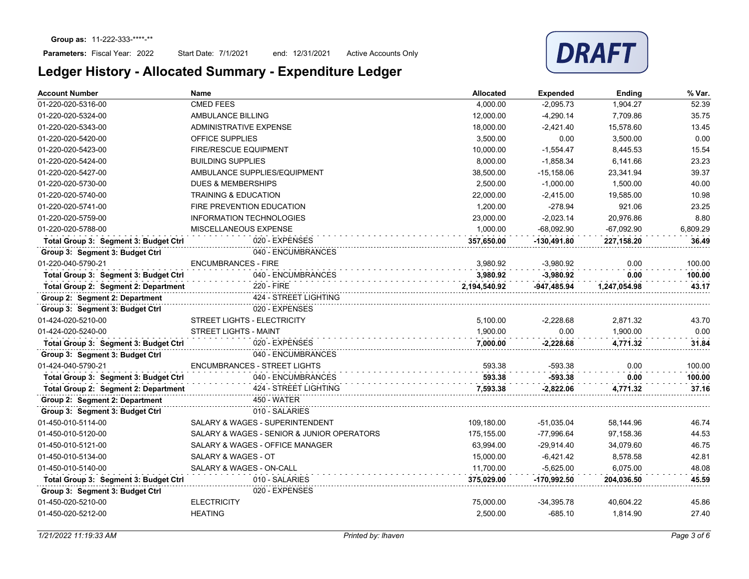**Group as:** 11-222-333-****-**

**Parameters:** Fiscal Year: 2022 Start Date: 7/1/2021 end: 12/31/2021 Active Accounts Only

DRAFT

# Ledger History - Allocated Summary - Expenditure Ledger

| Account Number | Name | Allocated | Expended | Ending | % Var. |
|---|---|---|---|---|---|
| 01-220-020-5316-00 | CMED FEES | 4,000.00 | -2,095.73 | 1,904.27 | 52.39 |
| 01-220-020-5324-00 | AMBULANCE BILLING | 12,000.00 | -4,290.14 | 7,709.86 | 35.75 |
| 01-220-020-5343-00 | ADMINISTRATIVE EXPENSE | 18,000.00 | -2,421.40 | 15,578.60 | 13.45 |
| 01-220-020-5420-00 | OFFICE SUPPLIES | 3,500.00 | 0.00 | 3,500.00 | 0.00 |
| 01-220-020-5423-00 | FIRE/RESCUE EQUIPMENT | 10,000.00 | -1,554.47 | 8,445.53 | 15.54 |
| 01-220-020-5424-00 | BUILDING SUPPLIES | 8,000.00 | -1,858.34 | 6,141.66 | 23.23 |
| 01-220-020-5427-00 | AMBULANCE SUPPLIES/EQUIPMENT | 38,500.00 | -15,158.06 | 23,341.94 | 39.37 |
| 01-220-020-5730-00 | DUES & MEMBERSHIPS | 2,500.00 | -1,000.00 | 1,500.00 | 40.00 |
| 01-220-020-5740-00 | TRAINING & EDUCATION | 22,000.00 | -2,415.00 | 19,585.00 | 10.98 |
| 01-220-020-5741-00 | FIRE PREVENTION EDUCATION | 1,200.00 | -278.94 | 921.06 | 23.25 |
| 01-220-020-5759-00 | INFORMATION TECHNOLOGIES | 23,000.00 | -2,023.14 | 20,976.86 | 8.80 |
| 01-220-020-5788-00 | MISCELLANEOUS EXPENSE | 1,000.00 | -68,092.90 | -67,092.90 | 6,809.29 |
| **Total Group 3: Segment 3: Budget Ctrl** | 020 - EXPENSES | **357,650.00** | **-130,491.80** | **227,158.20** | **36.49** |
| **Group 3: Segment 3: Budget Ctrl** | 040 - ENCUMBRANCES | | | | |
| 01-220-040-5790-21 | ENCUMBRANCES - FIRE | 3,980.92 | -3,980.92 | 0.00 | 100.00 |
| **Total Group 3: Segment 3: Budget Ctrl** | 040 - ENCUMBRANCES | **3,980.92** | **-3,980.92** | **0.00** | **100.00** |
| **Total Group 2: Segment 2: Department** | 220 - FIRE | **2,194,540.92** | **-947,485.94** | **1,247,054.98** | **43.17** |
| **Group 2: Segment 2: Department** | 424 - STREET LIGHTING | | | | |
| **Group 3: Segment 3: Budget Ctrl** | 020 - EXPENSES | | | | |
| 01-424-020-5210-00 | STREET LIGHTS - ELECTRICITY | 5,100.00 | -2,228.68 | 2,871.32 | 43.70 |
| 01-424-020-5240-00 | STREET LIGHTS - MAINT | 1,900.00 | 0.00 | 1,900.00 | 0.00 |
| **Total Group 3: Segment 3: Budget Ctrl** | 020 - EXPENSES | **7,000.00** | **-2,228.68** | **4,771.32** | **31.84** |
| **Group 3: Segment 3: Budget Ctrl** | 040 - ENCUMBRANCES | | | | |
| 01-424-040-5790-21 | ENCUMBRANCES - STREET LIGHTS | 593.38 | -593.38 | 0.00 | 100.00 |
| **Total Group 3: Segment 3: Budget Ctrl** | 040 - ENCUMBRANCES | **593.38** | **-593.38** | **0.00** | **100.00** |
| **Total Group 2: Segment 2: Department** | 424 - STREET LIGHTING | **7,593.38** | **-2,822.06** | **4,771.32** | **37.16** |
| **Group 2: Segment 2: Department** | 450 - WATER | | | | |
| **Group 3: Segment 3: Budget Ctrl** | 010 - SALARIES | | | | |
| 01-450-010-5114-00 | SALARY & WAGES - SUPERINTENDENT | 109,180.00 | -51,035.04 | 58,144.96 | 46.74 |
| 01-450-010-5120-00 | SALARY & WAGES - SENIOR & JUNIOR OPERATORS | 175,155.00 | -77,996.64 | 97,158.36 | 44.53 |
| 01-450-010-5121-00 | SALARY & WAGES - OFFICE MANAGER | 63,994.00 | -29,914.40 | 34,079.60 | 46.75 |
| 01-450-010-5134-00 | SALARY & WAGES - OT | 15,000.00 | -6,421.42 | 8,578.58 | 42.81 |
| 01-450-010-5140-00 | SALARY & WAGES - ON-CALL | 11,700.00 | -5,625.00 | 6,075.00 | 48.08 |
| **Total Group 3: Segment 3: Budget Ctrl** | 010 - SALARIES | **375,029.00** | **-170,992.50** | **204,036.50** | **45.59** |
| **Group 3: Segment 3: Budget Ctrl** | 020 - EXPENSES | | | | |
| 01-450-020-5210-00 | ELECTRICITY | 75,000.00 | -34,395.78 | 40,604.22 | 45.86 |
| 01-450-020-5212-00 | HEATING | 2,500.00 | -685.10 | 1,814.90 | 27.40 |

*1/21/2022 11:19:33 AM* *Printed by: lhaven*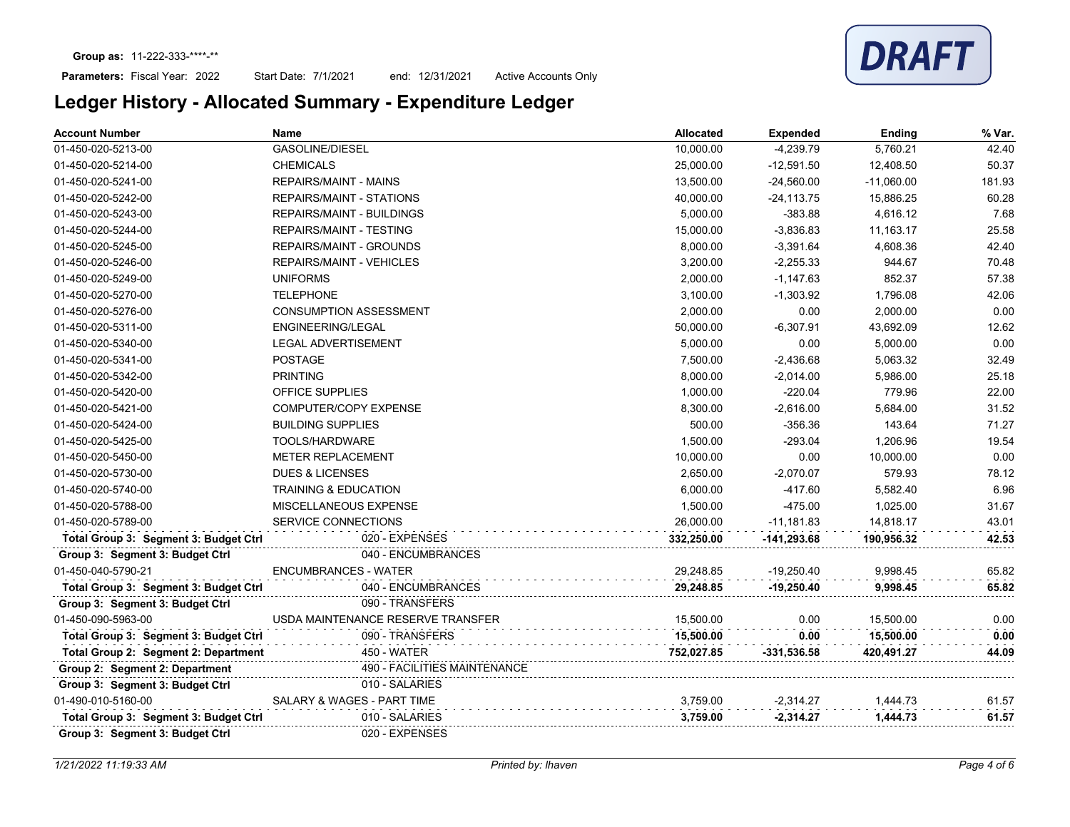**Group as:** 11-222-333-****-**

**Parameters:** Fiscal Year: 2022 Start Date: 7/1/2021 end: 12/31/2021 Active Accounts Only

DRAFT

# Ledger History - Allocated Summary - Expenditure Ledger

| Account Number | Name | Allocated | Expended | Ending | % Var. |
|---|---|---|---|---|---|
| 01-450-020-5213-00 | GASOLINE/DIESEL | 10,000.00 | -4,239.79 | 5,760.21 | 42.40 |
| 01-450-020-5214-00 | CHEMICALS | 25,000.00 | -12,591.50 | 12,408.50 | 50.37 |
| 01-450-020-5241-00 | REPAIRS/MAINT - MAINS | 13,500.00 | -24,560.00 | -11,060.00 | 181.93 |
| 01-450-020-5242-00 | REPAIRS/MAINT - STATIONS | 40,000.00 | -24,113.75 | 15,886.25 | 60.28 |
| 01-450-020-5243-00 | REPAIRS/MAINT - BUILDINGS | 5,000.00 | -383.88 | 4,616.12 | 7.68 |
| 01-450-020-5244-00 | REPAIRS/MAINT - TESTING | 15,000.00 | -3,836.83 | 11,163.17 | 25.58 |
| 01-450-020-5245-00 | REPAIRS/MAINT - GROUNDS | 8,000.00 | -3,391.64 | 4,608.36 | 42.40 |
| 01-450-020-5246-00 | REPAIRS/MAINT - VEHICLES | 3,200.00 | -2,255.33 | 944.67 | 70.48 |
| 01-450-020-5249-00 | UNIFORMS | 2,000.00 | -1,147.63 | 852.37 | 57.38 |
| 01-450-020-5270-00 | TELEPHONE | 3,100.00 | -1,303.92 | 1,796.08 | 42.06 |
| 01-450-020-5276-00 | CONSUMPTION ASSESSMENT | 2,000.00 | 0.00 | 2,000.00 | 0.00 |
| 01-450-020-5311-00 | ENGINEERING/LEGAL | 50,000.00 | -6,307.91 | 43,692.09 | 12.62 |
| 01-450-020-5340-00 | LEGAL ADVERTISEMENT | 5,000.00 | 0.00 | 5,000.00 | 0.00 |
| 01-450-020-5341-00 | POSTAGE | 7,500.00 | -2,436.68 | 5,063.32 | 32.49 |
| 01-450-020-5342-00 | PRINTING | 8,000.00 | -2,014.00 | 5,986.00 | 25.18 |
| 01-450-020-5420-00 | OFFICE SUPPLIES | 1,000.00 | -220.04 | 779.96 | 22.00 |
| 01-450-020-5421-00 | COMPUTER/COPY EXPENSE | 8,300.00 | -2,616.00 | 5,684.00 | 31.52 |
| 01-450-020-5424-00 | BUILDING SUPPLIES | 500.00 | -356.36 | 143.64 | 71.27 |
| 01-450-020-5425-00 | TOOLS/HARDWARE | 1,500.00 | -293.04 | 1,206.96 | 19.54 |
| 01-450-020-5450-00 | METER REPLACEMENT | 10,000.00 | 0.00 | 10,000.00 | 0.00 |
| 01-450-020-5730-00 | DUES & LICENSES | 2,650.00 | -2,070.07 | 579.93 | 78.12 |
| 01-450-020-5740-00 | TRAINING & EDUCATION | 6,000.00 | -417.60 | 5,582.40 | 6.96 |
| 01-450-020-5788-00 | MISCELLANEOUS EXPENSE | 1,500.00 | -475.00 | 1,025.00 | 31.67 |
| 01-450-020-5789-00 | SERVICE CONNECTIONS | 26,000.00 | -11,181.83 | 14,818.17 | 43.01 |
| **Total Group 3: Segment 3: Budget Ctrl** | 020 - EXPENSES | **332,250.00** | **-141,293.68** | **190,956.32** | **42.53** |
| **Group 3: Segment 3: Budget Ctrl** | 040 - ENCUMBRANCES | | | | |
| 01-450-040-5790-21 | ENCUMBRANCES - WATER | 29,248.85 | -19,250.40 | 9,998.45 | 65.82 |
| **Total Group 3: Segment 3: Budget Ctrl** | 040 - ENCUMBRANCES | **29,248.85** | **-19,250.40** | **9,998.45** | **65.82** |
| **Group 3: Segment 3: Budget Ctrl** | 090 - TRANSFERS | | | | |
| 01-450-090-5963-00 | USDA MAINTENANCE RESERVE TRANSFER | 15,500.00 | 0.00 | 15,500.00 | 0.00 |
| **Total Group 3: Segment 3: Budget Ctrl** | 090 - TRANSFERS | **15,500.00** | **0.00** | **15,500.00** | **0.00** |
| **Total Group 2: Segment 2: Department** | 450 - WATER | **752,027.85** | **-331,536.58** | **420,491.27** | **44.09** |
| **Group 2: Segment 2: Department** | 490 - FACILITIES MAINTENANCE | | | | |
| **Group 3: Segment 3: Budget Ctrl** | 010 - SALARIES | | | | |
| 01-490-010-5160-00 | SALARY & WAGES - PART TIME | 3,759.00 | -2,314.27 | 1,444.73 | 61.57 |
| **Total Group 3: Segment 3: Budget Ctrl** | 010 - SALARIES | **3,759.00** | **-2,314.27** | **1,444.73** | **61.57** |
| **Group 3: Segment 3: Budget Ctrl** | 020 - EXPENSES | | | | |

*1/21/2022 11:19:33 AM* *Printed by: lhaven*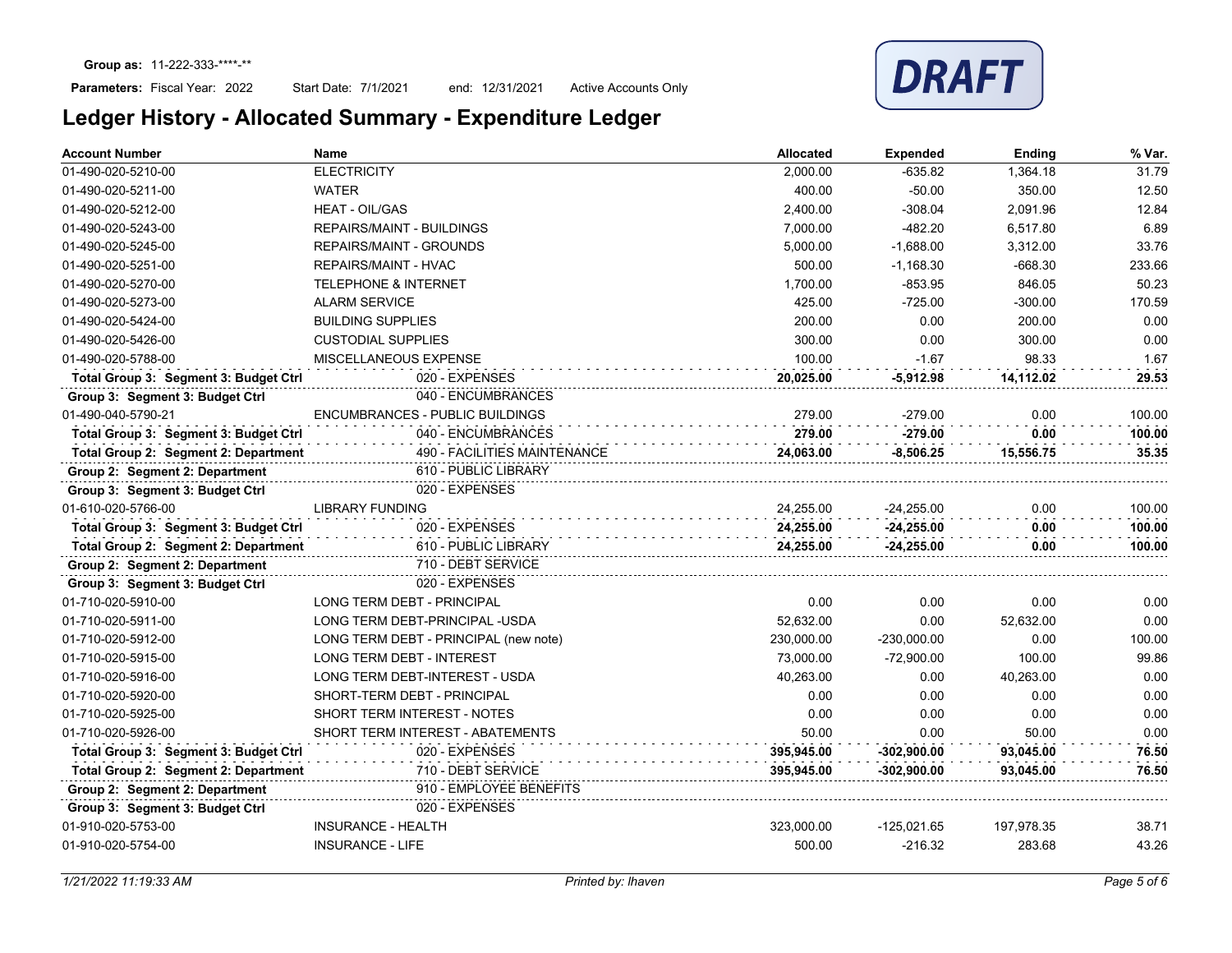**Group as:** 11-222-333-\*\*\*\*-\*\*

**Parameters:** Fiscal Year: 2022 Start Date: 7/1/2021 end: 12/31/2021 Active Accounts Only

DRAFT

# Ledger History - Allocated Summary - Expenditure Ledger

| Account Number | Name | Allocated | Expended | Ending | % Var. |
|---|---|---|---|---|---|
| 01-490-020-5210-00 | ELECTRICITY | 2,000.00 | -635.82 | 1,364.18 | 31.79 |
| 01-490-020-5211-00 | WATER | 400.00 | -50.00 | 350.00 | 12.50 |
| 01-490-020-5212-00 | HEAT - OIL/GAS | 2,400.00 | -308.04 | 2,091.96 | 12.84 |
| 01-490-020-5243-00 | REPAIRS/MAINT - BUILDINGS | 7,000.00 | -482.20 | 6,517.80 | 6.89 |
| 01-490-020-5245-00 | REPAIRS/MAINT - GROUNDS | 5,000.00 | -1,688.00 | 3,312.00 | 33.76 |
| 01-490-020-5251-00 | REPAIRS/MAINT - HVAC | 500.00 | -1,168.30 | -668.30 | 233.66 |
| 01-490-020-5270-00 | TELEPHONE & INTERNET | 1,700.00 | -853.95 | 846.05 | 50.23 |
| 01-490-020-5273-00 | ALARM SERVICE | 425.00 | -725.00 | -300.00 | 170.59 |
| 01-490-020-5424-00 | BUILDING SUPPLIES | 200.00 | 0.00 | 200.00 | 0.00 |
| 01-490-020-5426-00 | CUSTODIAL SUPPLIES | 300.00 | 0.00 | 300.00 | 0.00 |
| 01-490-020-5788-00 | MISCELLANEOUS EXPENSE | 100.00 | -1.67 | 98.33 | 1.67 |
| **Total Group 3: Segment 3: Budget Ctrl** | 020 - EXPENSES | **20,025.00** | **-5,912.98** | **14,112.02** | **29.53** |
| **Group 3: Segment 3: Budget Ctrl** | 040 - ENCUMBRANCES | | | | |
| 01-490-040-5790-21 | ENCUMBRANCES - PUBLIC BUILDINGS | 279.00 | -279.00 | 0.00 | 100.00 |
| **Total Group 3: Segment 3: Budget Ctrl** | 040 - ENCUMBRANCES | **279.00** | **-279.00** | **0.00** | **100.00** |
| **Total Group 2: Segment 2: Department** | 490 - FACILITIES MAINTENANCE | **24,063.00** | **-8,506.25** | **15,556.75** | **35.35** |
| **Group 2: Segment 2: Department** | 610 - PUBLIC LIBRARY | | | | |
| **Group 3: Segment 3: Budget Ctrl** | 020 - EXPENSES | | | | |
| 01-610-020-5766-00 | LIBRARY FUNDING | 24,255.00 | -24,255.00 | 0.00 | 100.00 |
| **Total Group 3: Segment 3: Budget Ctrl** | 020 - EXPENSES | **24,255.00** | **-24,255.00** | **0.00** | **100.00** |
| **Total Group 2: Segment 2: Department** | 610 - PUBLIC LIBRARY | **24,255.00** | **-24,255.00** | **0.00** | **100.00** |
| **Group 2: Segment 2: Department** | 710 - DEBT SERVICE | | | | |
| **Group 3: Segment 3: Budget Ctrl** | 020 - EXPENSES | | | | |
| 01-710-020-5910-00 | LONG TERM DEBT - PRINCIPAL | 0.00 | 0.00 | 0.00 | 0.00 |
| 01-710-020-5911-00 | LONG TERM DEBT-PRINCIPAL -USDA | 52,632.00 | 0.00 | 52,632.00 | 0.00 |
| 01-710-020-5912-00 | LONG TERM DEBT - PRINCIPAL (new note) | 230,000.00 | -230,000.00 | 0.00 | 100.00 |
| 01-710-020-5915-00 | LONG TERM DEBT - INTEREST | 73,000.00 | -72,900.00 | 100.00 | 99.86 |
| 01-710-020-5916-00 | LONG TERM DEBT-INTEREST - USDA | 40,263.00 | 0.00 | 40,263.00 | 0.00 |
| 01-710-020-5920-00 | SHORT-TERM DEBT - PRINCIPAL | 0.00 | 0.00 | 0.00 | 0.00 |
| 01-710-020-5925-00 | SHORT TERM INTEREST - NOTES | 0.00 | 0.00 | 0.00 | 0.00 |
| 01-710-020-5926-00 | SHORT TERM INTEREST - ABATEMENTS | 50.00 | 0.00 | 50.00 | 0.00 |
| **Total Group 3: Segment 3: Budget Ctrl** | 020 - EXPENSES | **395,945.00** | **-302,900.00** | **93,045.00** | **76.50** |
| **Total Group 2: Segment 2: Department** | 710 - DEBT SERVICE | **395,945.00** | **-302,900.00** | **93,045.00** | **76.50** |
| **Group 2: Segment 2: Department** | 910 - EMPLOYEE BENEFITS | | | | |
| **Group 3: Segment 3: Budget Ctrl** | 020 - EXPENSES | | | | |
| 01-910-020-5753-00 | INSURANCE - HEALTH | 323,000.00 | -125,021.65 | 197,978.35 | 38.71 |
| 01-910-020-5754-00 | INSURANCE - LIFE | 500.00 | -216.32 | 283.68 | 43.26 |

*1/21/2022 11:19:33 AM* *Printed by: lhaven*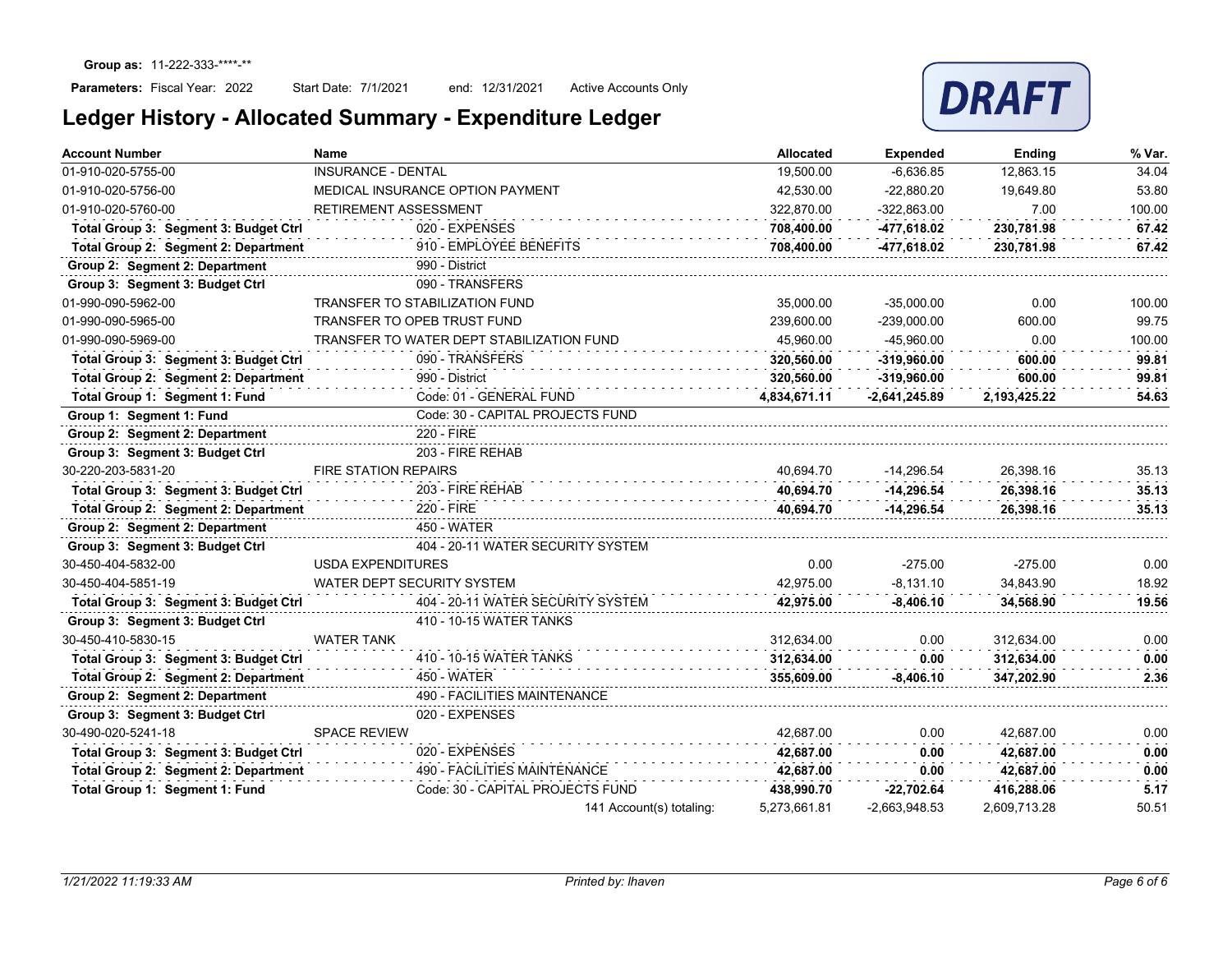**Group as:** 11-222-333-\*\*\*\*-\*\*

**Parameters:** Fiscal Year: 2022   Start Date: 7/1/2021   end: 12/31/2021   Active Accounts Only

# Ledger History - Allocated Summary - Expenditure Ledger

DRAFT

| Account Number | Name | Allocated | Expended | Ending | % Var. |
|---|---|---|---|---|---|
| 01-910-020-5755-00 | INSURANCE - DENTAL | 19,500.00 | -6,636.85 | 12,863.15 | 34.04 |
| 01-910-020-5756-00 | MEDICAL INSURANCE OPTION PAYMENT | 42,530.00 | -22,880.20 | 19,649.80 | 53.80 |
| 01-910-020-5760-00 | RETIREMENT ASSESSMENT | 322,870.00 | -322,863.00 | 7.00 | 100.00 |
| **Total Group 3: Segment 3: Budget Ctrl** | 020 - EXPENSES | **708,400.00** | **-477,618.02** | **230,781.98** | **67.42** |
| **Total Group 2: Segment 2: Department** | 910 - EMPLOYEE BENEFITS | **708,400.00** | **-477,618.02** | **230,781.98** | **67.42** |
| **Group 2: Segment 2: Department** | 990 - District | | | | |
| **Group 3: Segment 3: Budget Ctrl** | 090 - TRANSFERS | | | | |
| 01-990-090-5962-00 | TRANSFER TO STABILIZATION FUND | 35,000.00 | -35,000.00 | 0.00 | 100.00 |
| 01-990-090-5965-00 | TRANSFER TO OPEB TRUST FUND | 239,600.00 | -239,000.00 | 600.00 | 99.75 |
| 01-990-090-5969-00 | TRANSFER TO WATER DEPT STABILIZATION FUND | 45,960.00 | -45,960.00 | 0.00 | 100.00 |
| **Total Group 3: Segment 3: Budget Ctrl** | 090 - TRANSFERS | **320,560.00** | **-319,960.00** | **600.00** | **99.81** |
| **Total Group 2: Segment 2: Department** | 990 - District | **320,560.00** | **-319,960.00** | **600.00** | **99.81** |
| **Total Group 1: Segment 1: Fund** | Code: 01 - GENERAL FUND | **4,834,671.11** | **-2,641,245.89** | **2,193,425.22** | **54.63** |
| **Group 1: Segment 1: Fund** | Code: 30 - CAPITAL PROJECTS FUND | | | | |
| **Group 2: Segment 2: Department** | 220 - FIRE | | | | |
| **Group 3: Segment 3: Budget Ctrl** | 203 - FIRE REHAB | | | | |
| 30-220-203-5831-20 | FIRE STATION REPAIRS | 40,694.70 | -14,296.54 | 26,398.16 | 35.13 |
| **Total Group 3: Segment 3: Budget Ctrl** | 203 - FIRE REHAB | **40,694.70** | **-14,296.54** | **26,398.16** | **35.13** |
| **Total Group 2: Segment 2: Department** | 220 - FIRE | **40,694.70** | **-14,296.54** | **26,398.16** | **35.13** |
| **Group 2: Segment 2: Department** | 450 - WATER | | | | |
| **Group 3: Segment 3: Budget Ctrl** | 404 - 20-11 WATER SECURITY SYSTEM | | | | |
| 30-450-404-5832-00 | USDA EXPENDITURES | 0.00 | -275.00 | -275.00 | 0.00 |
| 30-450-404-5851-19 | WATER DEPT SECURITY SYSTEM | 42,975.00 | -8,131.10 | 34,843.90 | 18.92 |
| **Total Group 3: Segment 3: Budget Ctrl** | 404 - 20-11 WATER SECURITY SYSTEM | **42,975.00** | **-8,406.10** | **34,568.90** | **19.56** |
| **Group 3: Segment 3: Budget Ctrl** | 410 - 10-15 WATER TANKS | | | | |
| 30-450-410-5830-15 | WATER TANK | 312,634.00 | 0.00 | 312,634.00 | 0.00 |
| **Total Group 3: Segment 3: Budget Ctrl** | 410 - 10-15 WATER TANKS | **312,634.00** | **0.00** | **312,634.00** | **0.00** |
| **Total Group 2: Segment 2: Department** | 450 - WATER | **355,609.00** | **-8,406.10** | **347,202.90** | **2.36** |
| **Group 2: Segment 2: Department** | 490 - FACILITIES MAINTENANCE | | | | |
| **Group 3: Segment 3: Budget Ctrl** | 020 - EXPENSES | | | | |
| 30-490-020-5241-18 | SPACE REVIEW | 42,687.00 | 0.00 | 42,687.00 | 0.00 |
| **Total Group 3: Segment 3: Budget Ctrl** | 020 - EXPENSES | **42,687.00** | **0.00** | **42,687.00** | **0.00** |
| **Total Group 2: Segment 2: Department** | 490 - FACILITIES MAINTENANCE | **42,687.00** | **0.00** | **42,687.00** | **0.00** |
| **Total Group 1: Segment 1: Fund** | Code: 30 - CAPITAL PROJECTS FUND | **438,990.70** | **-22,702.64** | **416,288.06** | **5.17** |
| | 141 Account(s) totaling: | 5,273,661.81 | -2,663,948.53 | 2,609,713.28 | 50.51 |

*1/21/2022 11:19:33 AM*   *Printed by: lhaven*